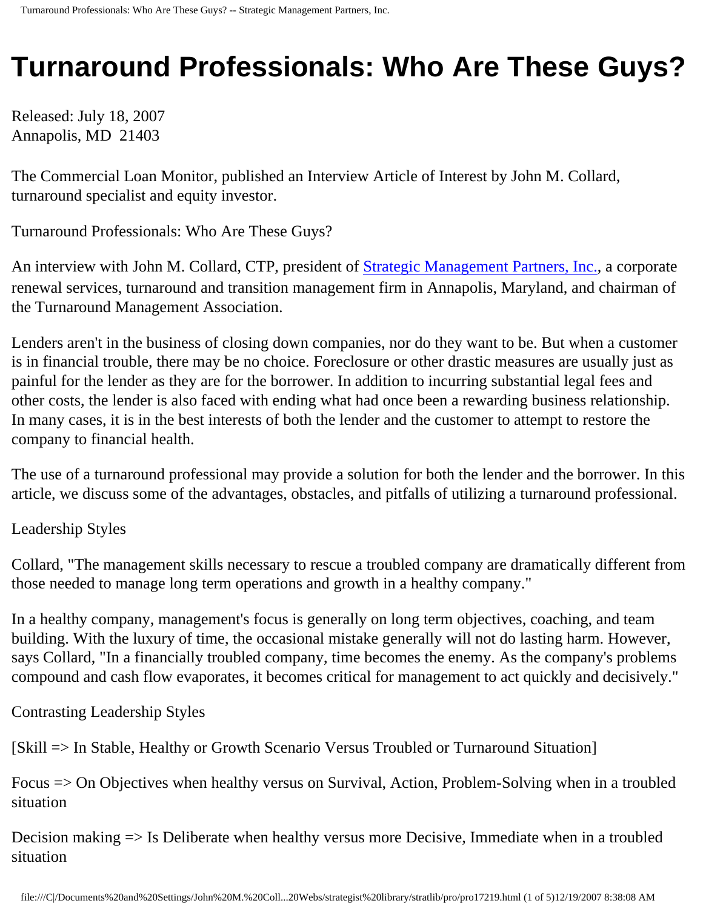# Turnaround Professionals: Who Are These Guys?

Released: July 18, 2007
Annapolis, MD  21403

The Commercial Loan Monitor, published an Interview Article of Interest by John M. Collard, turnaround specialist and equity investor.

Turnaround Professionals: Who Are These Guys?

An interview with John M. Collard, CTP, president of [Strategic Management Partners, Inc.](), a corporate renewal services, turnaround and transition management firm in Annapolis, Maryland, and chairman of the Turnaround Management Association.

Lenders aren't in the business of closing down companies, nor do they want to be. But when a customer is in financial trouble, there may be no choice. Foreclosure or other drastic measures are usually just as painful for the lender as they are for the borrower. In addition to incurring substantial legal fees and other costs, the lender is also faced with ending what had once been a rewarding business relationship. In many cases, it is in the best interests of both the lender and the customer to attempt to restore the company to financial health.

The use of a turnaround professional may provide a solution for both the lender and the borrower. In this article, we discuss some of the advantages, obstacles, and pitfalls of utilizing a turnaround professional.

Leadership Styles

Collard, "The management skills necessary to rescue a troubled company are dramatically different from those needed to manage long term operations and growth in a healthy company."

In a healthy company, management's focus is generally on long term objectives, coaching, and team building. With the luxury of time, the occasional mistake generally will not do lasting harm. However, says Collard, "In a financially troubled company, time becomes the enemy. As the company's problems compound and cash flow evaporates, it becomes critical for management to act quickly and decisively."

Contrasting Leadership Styles

[Skill => In Stable, Healthy or Growth Scenario Versus Troubled or Turnaround Situation]

Focus => On Objectives when healthy versus on Survival, Action, Problem-Solving when in a troubled situation

Decision making => Is Deliberate when healthy versus more Decisive, Immediate when in a troubled situation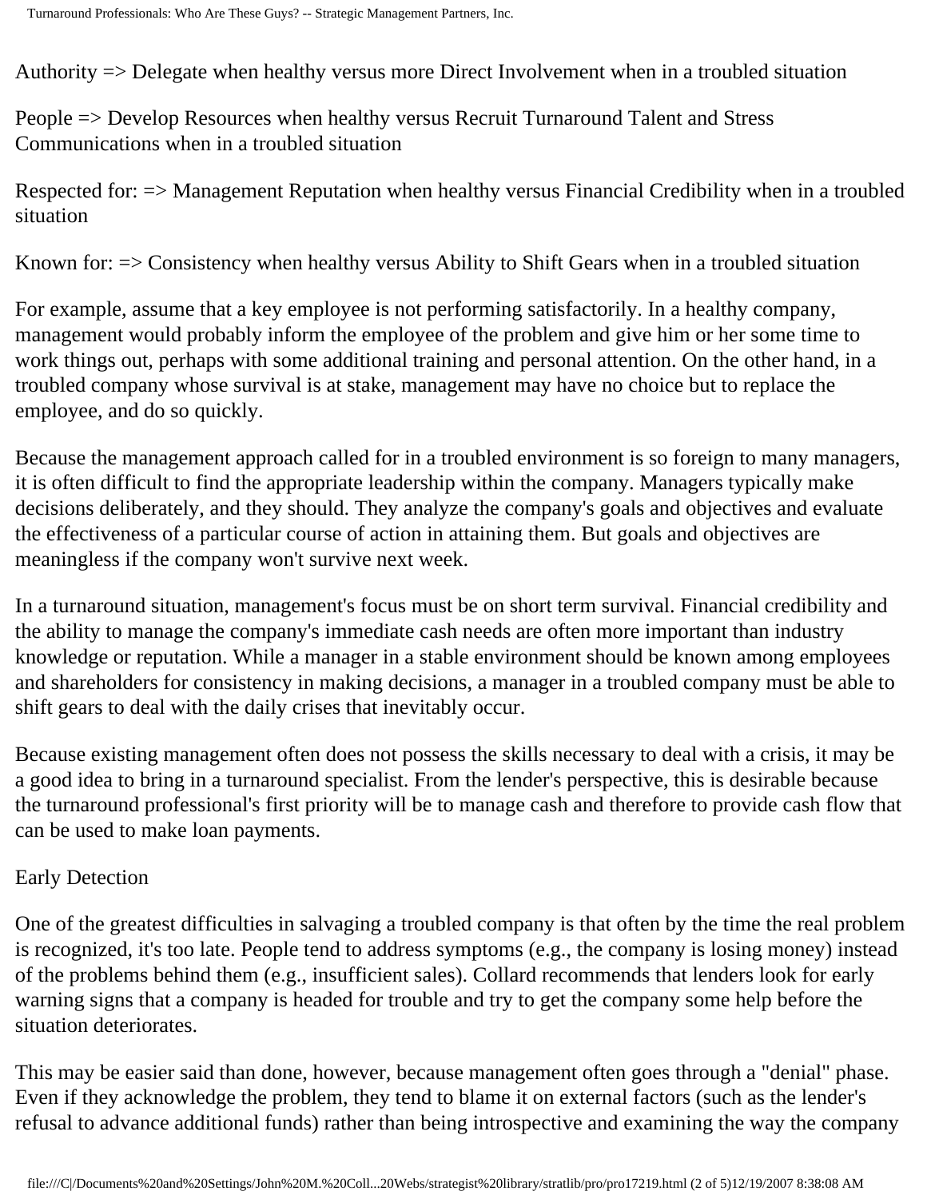Authority => Delegate when healthy versus more Direct Involvement when in a troubled situation

People => Develop Resources when healthy versus Recruit Turnaround Talent and Stress Communications when in a troubled situation

Respected for: => Management Reputation when healthy versus Financial Credibility when in a troubled situation

Known for: => Consistency when healthy versus Ability to Shift Gears when in a troubled situation

For example, assume that a key employee is not performing satisfactorily. In a healthy company, management would probably inform the employee of the problem and give him or her some time to work things out, perhaps with some additional training and personal attention. On the other hand, in a troubled company whose survival is at stake, management may have no choice but to replace the employee, and do so quickly.

Because the management approach called for in a troubled environment is so foreign to many managers, it is often difficult to find the appropriate leadership within the company. Managers typically make decisions deliberately, and they should. They analyze the company's goals and objectives and evaluate the effectiveness of a particular course of action in attaining them. But goals and objectives are meaningless if the company won't survive next week.

In a turnaround situation, management's focus must be on short term survival. Financial credibility and the ability to manage the company's immediate cash needs are often more important than industry knowledge or reputation. While a manager in a stable environment should be known among employees and shareholders for consistency in making decisions, a manager in a troubled company must be able to shift gears to deal with the daily crises that inevitably occur.

Because existing management often does not possess the skills necessary to deal with a crisis, it may be a good idea to bring in a turnaround specialist. From the lender's perspective, this is desirable because the turnaround professional's first priority will be to manage cash and therefore to provide cash flow that can be used to make loan payments.

## Early Detection

One of the greatest difficulties in salvaging a troubled company is that often by the time the real problem is recognized, it's too late. People tend to address symptoms (e.g., the company is losing money) instead of the problems behind them (e.g., insufficient sales). Collard recommends that lenders look for early warning signs that a company is headed for trouble and try to get the company some help before the situation deteriorates.

This may be easier said than done, however, because management often goes through a "denial" phase. Even if they acknowledge the problem, they tend to blame it on external factors (such as the lender's refusal to advance additional funds) rather than being introspective and examining the way the company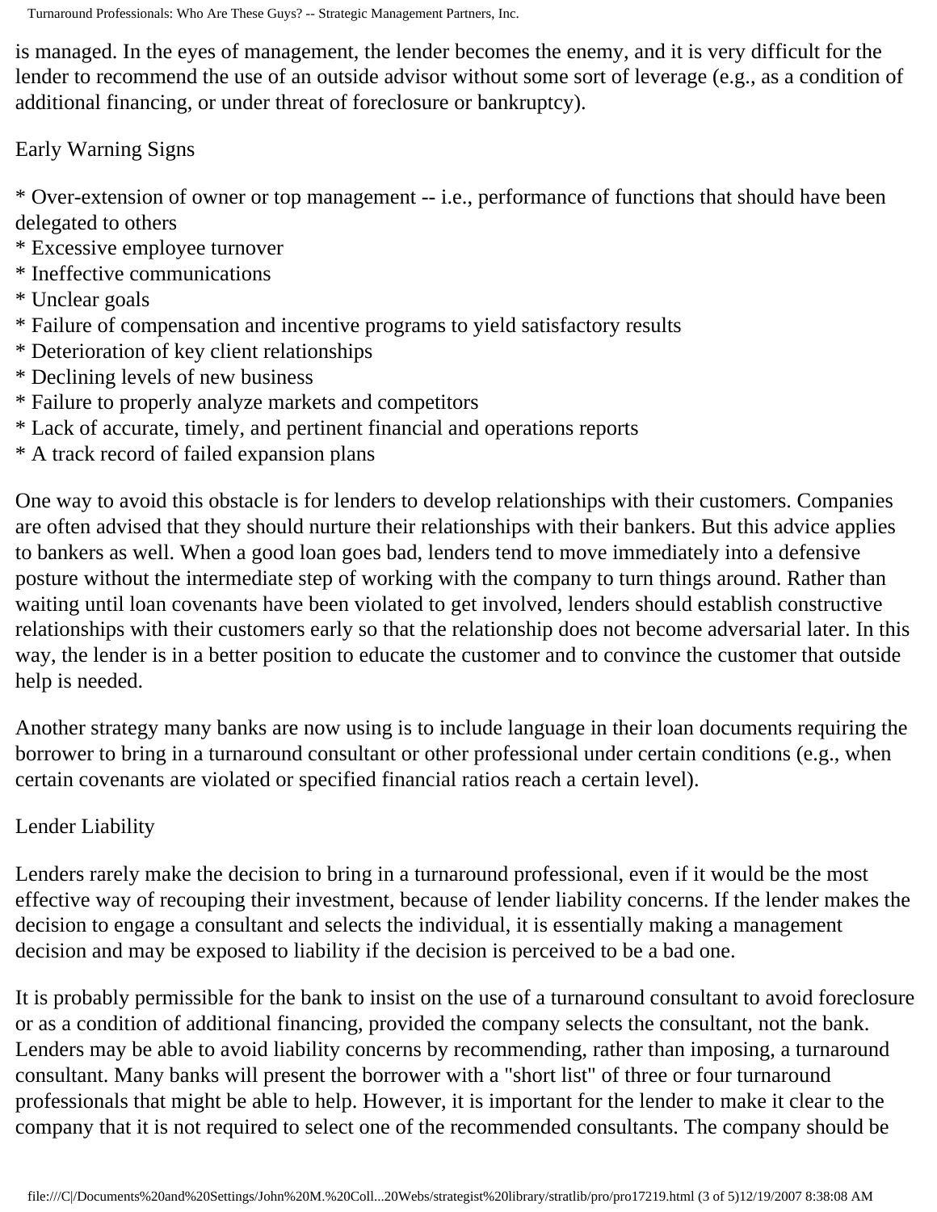is managed. In the eyes of management, the lender becomes the enemy, and it is very difficult for the lender to recommend the use of an outside advisor without some sort of leverage (e.g., as a condition of additional financing, or under threat of foreclosure or bankruptcy).

## Early Warning Signs

* Over-extension of owner or top management -- i.e., performance of functions that should have been delegated to others
* Excessive employee turnover
* Ineffective communications
* Unclear goals
* Failure of compensation and incentive programs to yield satisfactory results
* Deterioration of key client relationships
* Declining levels of new business
* Failure to properly analyze markets and competitors
* Lack of accurate, timely, and pertinent financial and operations reports
* A track record of failed expansion plans

One way to avoid this obstacle is for lenders to develop relationships with their customers. Companies are often advised that they should nurture their relationships with their bankers. But this advice applies to bankers as well. When a good loan goes bad, lenders tend to move immediately into a defensive posture without the intermediate step of working with the company to turn things around. Rather than waiting until loan covenants have been violated to get involved, lenders should establish constructive relationships with their customers early so that the relationship does not become adversarial later. In this way, the lender is in a better position to educate the customer and to convince the customer that outside help is needed.

Another strategy many banks are now using is to include language in their loan documents requiring the borrower to bring in a turnaround consultant or other professional under certain conditions (e.g., when certain covenants are violated or specified financial ratios reach a certain level).

## Lender Liability

Lenders rarely make the decision to bring in a turnaround professional, even if it would be the most effective way of recouping their investment, because of lender liability concerns. If the lender makes the decision to engage a consultant and selects the individual, it is essentially making a management decision and may be exposed to liability if the decision is perceived to be a bad one.

It is probably permissible for the bank to insist on the use of a turnaround consultant to avoid foreclosure or as a condition of additional financing, provided the company selects the consultant, not the bank. Lenders may be able to avoid liability concerns by recommending, rather than imposing, a turnaround consultant. Many banks will present the borrower with a "short list" of three or four turnaround professionals that might be able to help. However, it is important for the lender to make it clear to the company that it is not required to select one of the recommended consultants. The company should be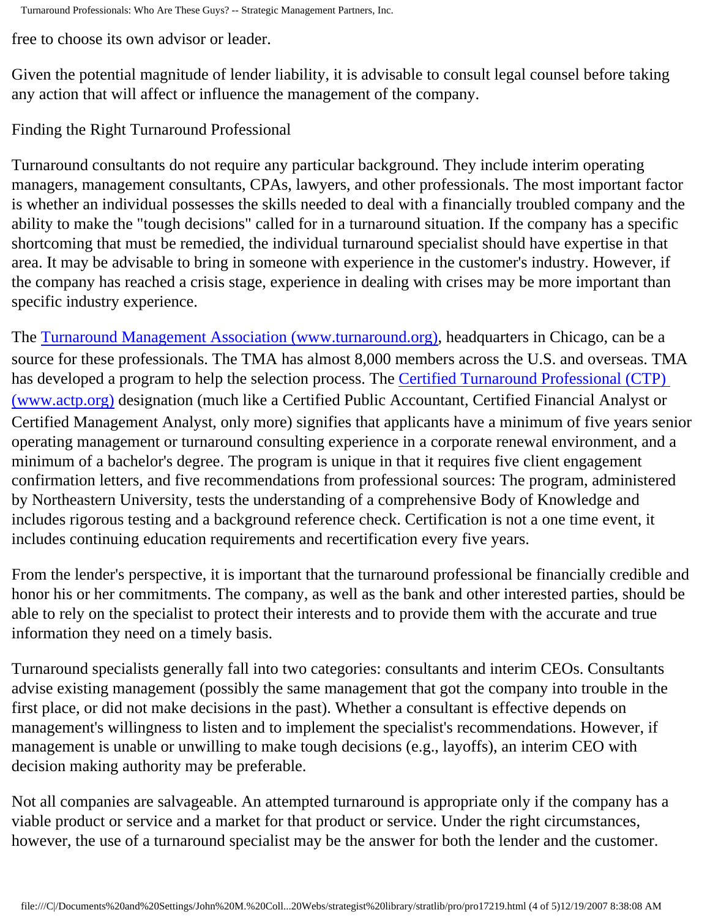free to choose its own advisor or leader.

Given the potential magnitude of lender liability, it is advisable to consult legal counsel before taking any action that will affect or influence the management of the company.

## Finding the Right Turnaround Professional

Turnaround consultants do not require any particular background. They include interim operating managers, management consultants, CPAs, lawyers, and other professionals. The most important factor is whether an individual possesses the skills needed to deal with a financially troubled company and the ability to make the "tough decisions" called for in a turnaround situation. If the company has a specific shortcoming that must be remedied, the individual turnaround specialist should have expertise in that area. It may be advisable to bring in someone with experience in the customer's industry. However, if the company has reached a crisis stage, experience in dealing with crises may be more important than specific industry experience.

The [Turnaround Management Association (www.turnaround.org)](http://www.turnaround.org), headquarters in Chicago, can be a source for these professionals. The TMA has almost 8,000 members across the U.S. and overseas. TMA has developed a program to help the selection process. The [Certified Turnaround Professional (CTP) (www.actp.org)](http://www.actp.org) designation (much like a Certified Public Accountant, Certified Financial Analyst or Certified Management Analyst, only more) signifies that applicants have a minimum of five years senior operating management or turnaround consulting experience in a corporate renewal environment, and a minimum of a bachelor's degree. The program is unique in that it requires five client engagement confirmation letters, and five recommendations from professional sources: The program, administered by Northeastern University, tests the understanding of a comprehensive Body of Knowledge and includes rigorous testing and a background reference check. Certification is not a one time event, it includes continuing education requirements and recertification every five years.

From the lender's perspective, it is important that the turnaround professional be financially credible and honor his or her commitments. The company, as well as the bank and other interested parties, should be able to rely on the specialist to protect their interests and to provide them with the accurate and true information they need on a timely basis.

Turnaround specialists generally fall into two categories: consultants and interim CEOs. Consultants advise existing management (possibly the same management that got the company into trouble in the first place, or did not make decisions in the past). Whether a consultant is effective depends on management's willingness to listen and to implement the specialist's recommendations. However, if management is unable or unwilling to make tough decisions (e.g., layoffs), an interim CEO with decision making authority may be preferable.

Not all companies are salvageable. An attempted turnaround is appropriate only if the company has a viable product or service and a market for that product or service. Under the right circumstances, however, the use of a turnaround specialist may be the answer for both the lender and the customer.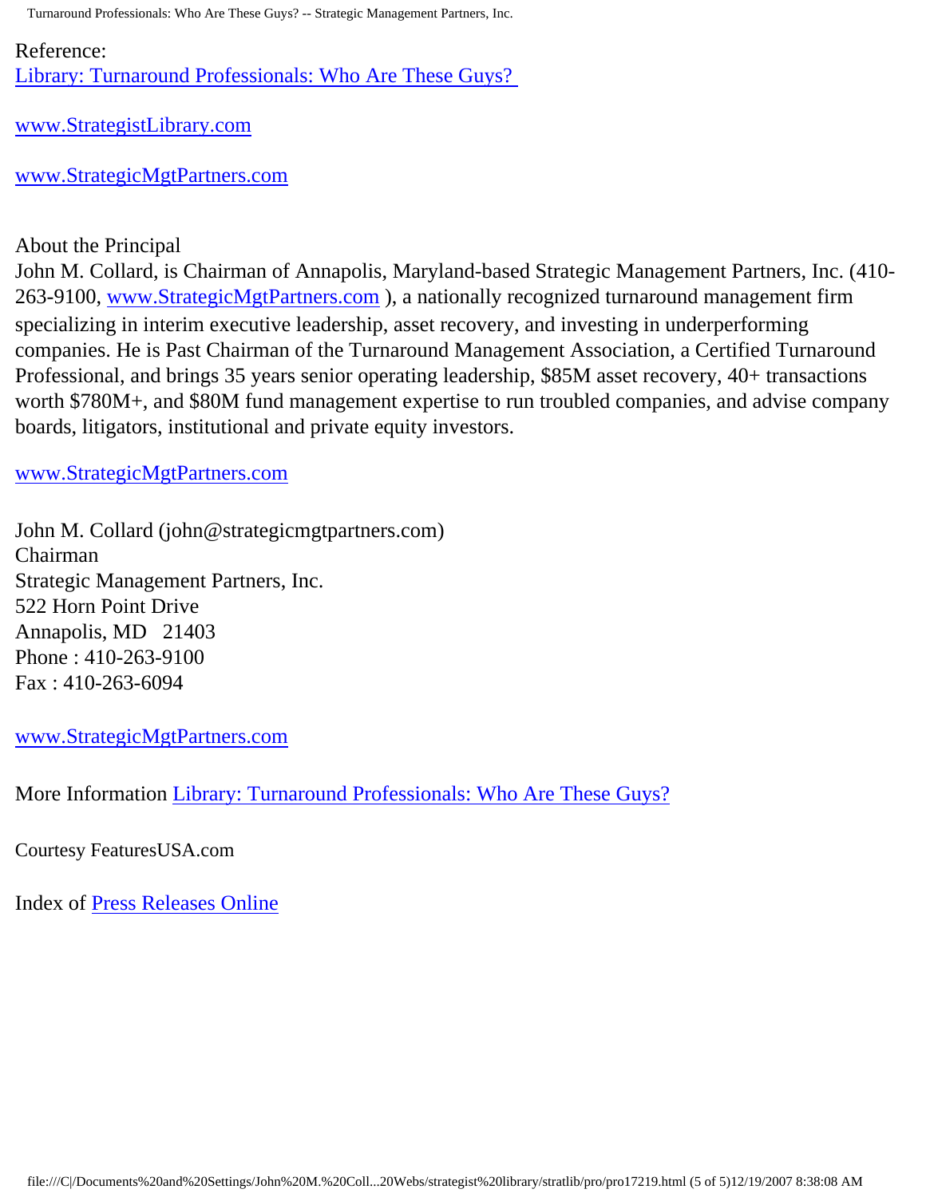Reference:
Library: Turnaround Professionals: Who Are These Guys?

www.StrategistLibrary.com

www.StrategicMgtPartners.com

About the Principal
John M. Collard, is Chairman of Annapolis, Maryland-based Strategic Management Partners, Inc. (410-263-9100, www.StrategicMgtPartners.com ), a nationally recognized turnaround management firm specializing in interim executive leadership, asset recovery, and investing in underperforming companies. He is Past Chairman of the Turnaround Management Association, a Certified Turnaround Professional, and brings 35 years senior operating leadership, $85M asset recovery, 40+ transactions worth $780M+, and $80M fund management expertise to run troubled companies, and advise company boards, litigators, institutional and private equity investors.

www.StrategicMgtPartners.com

John M. Collard (john@strategicmgtpartners.com)
Chairman
Strategic Management Partners, Inc.
522 Horn Point Drive
Annapolis, MD 21403
Phone : 410-263-9100
Fax : 410-263-6094

www.StrategicMgtPartners.com

More Information Library: Turnaround Professionals: Who Are These Guys?

Courtesy FeaturesUSA.com

Index of Press Releases Online